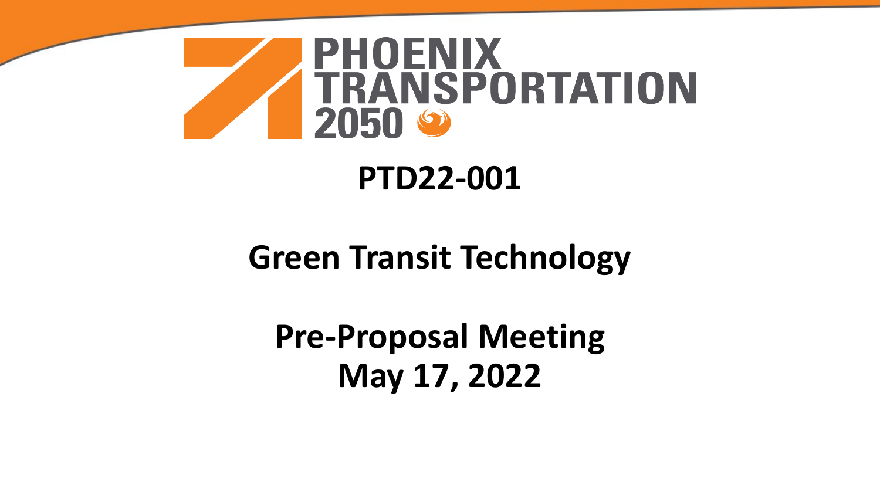# PHOENIX TRANSPORTATION 2050

## PTD22-001

## Green Transit Technology

## Pre-Proposal Meeting
## May 17, 2022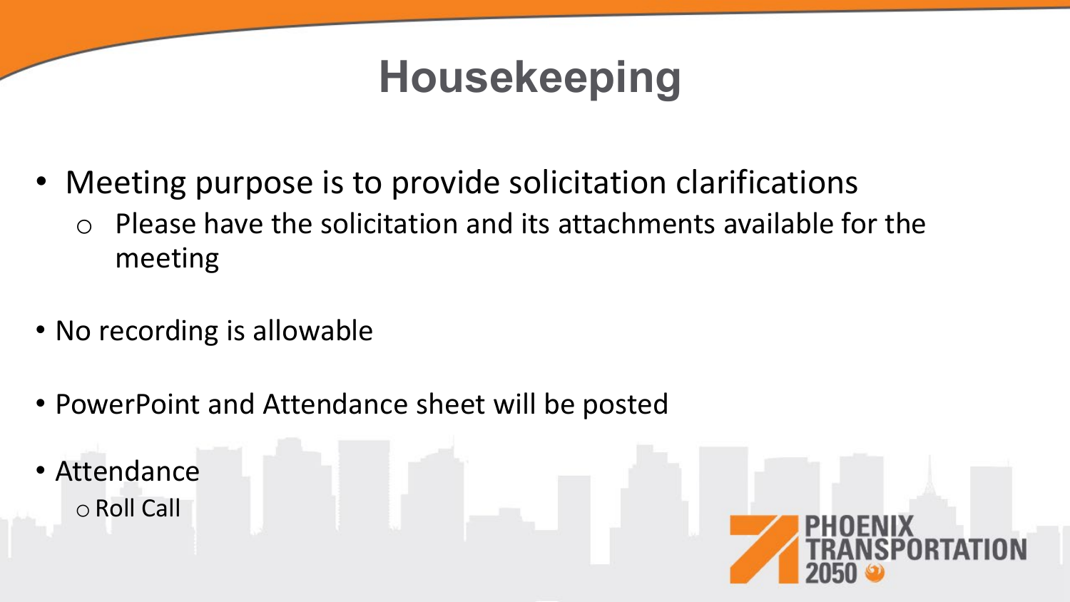# Housekeeping

- Meeting purpose is to provide solicitation clarifications
  - Please have the solicitation and its attachments available for the meeting
- No recording is allowable
- PowerPoint and Attendance sheet will be posted
- Attendance
  - Roll Call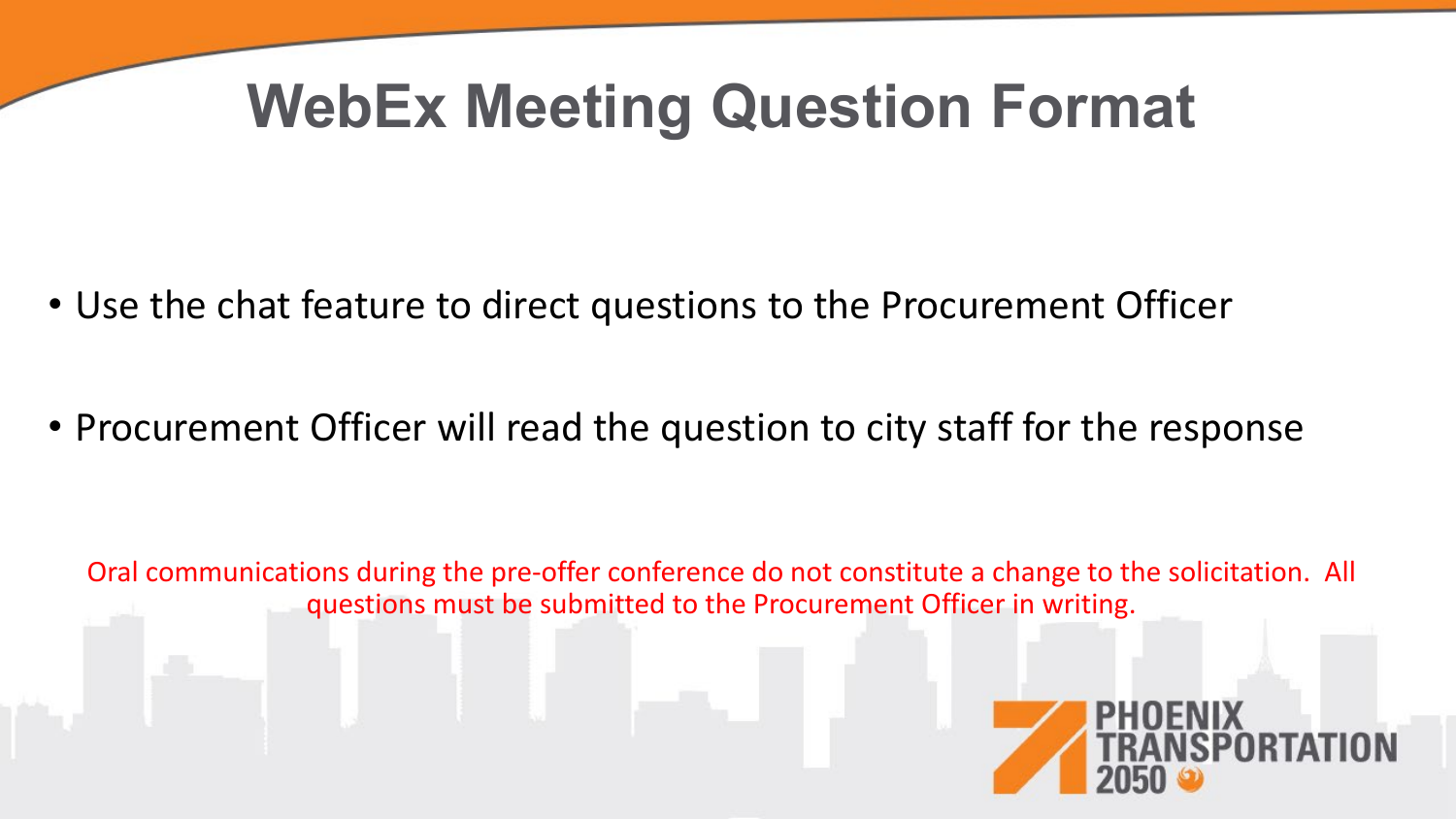# WebEx Meeting Question Format

- Use the chat feature to direct questions to the Procurement Officer
- Procurement Officer will read the question to city staff for the response

Oral communications during the pre-offer conference do not constitute a change to the solicitation. All questions must be submitted to the Procurement Officer in writing.

PHOENIX TRANSPORTATION 2050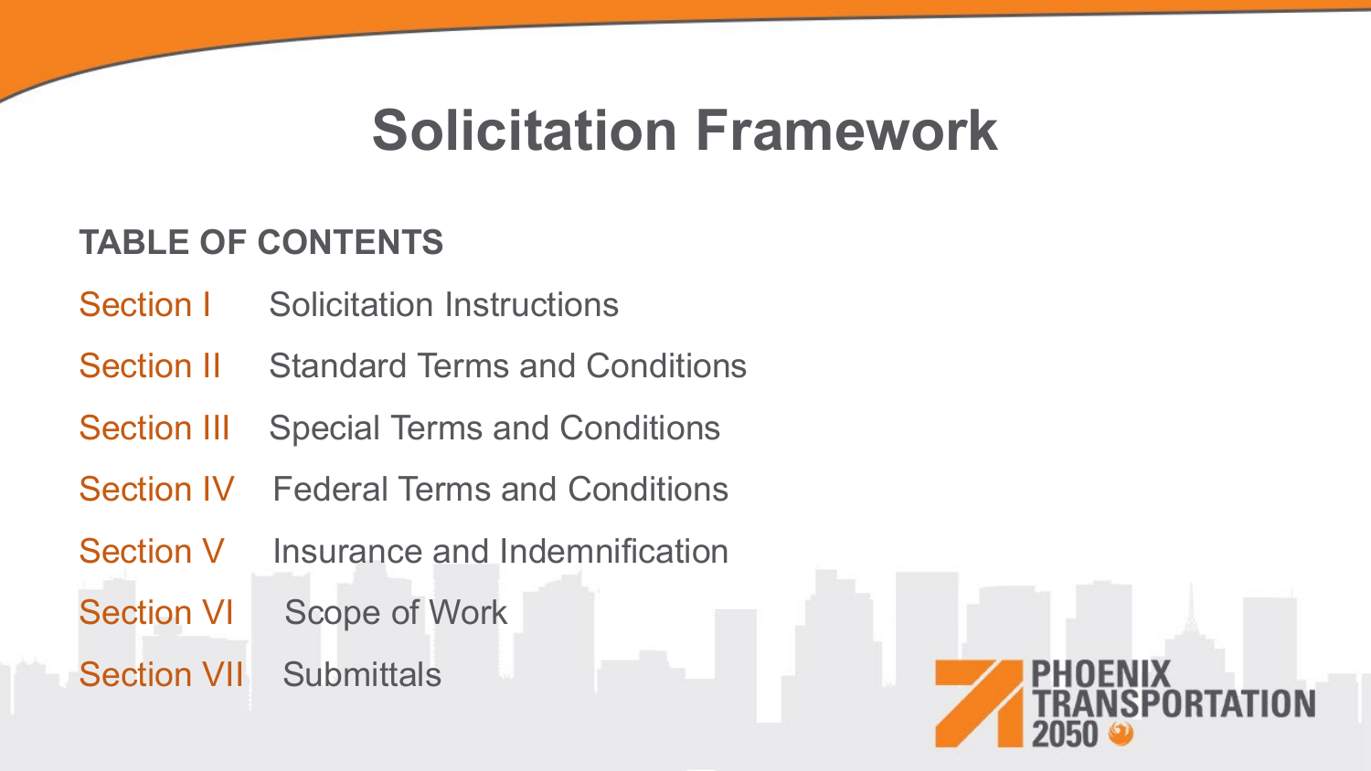# Solicitation Framework

**TABLE OF CONTENTS**

| | |
|---|---|
| Section I | Solicitation Instructions |
| Section II | Standard Terms and Conditions |
| Section III | Special Terms and Conditions |
| Section IV | Federal Terms and Conditions |
| Section V | Insurance and Indemnification |
| Section VI | Scope of Work |
| Section VII | Submittals |

PHOENIX TRANSPORTATION 2050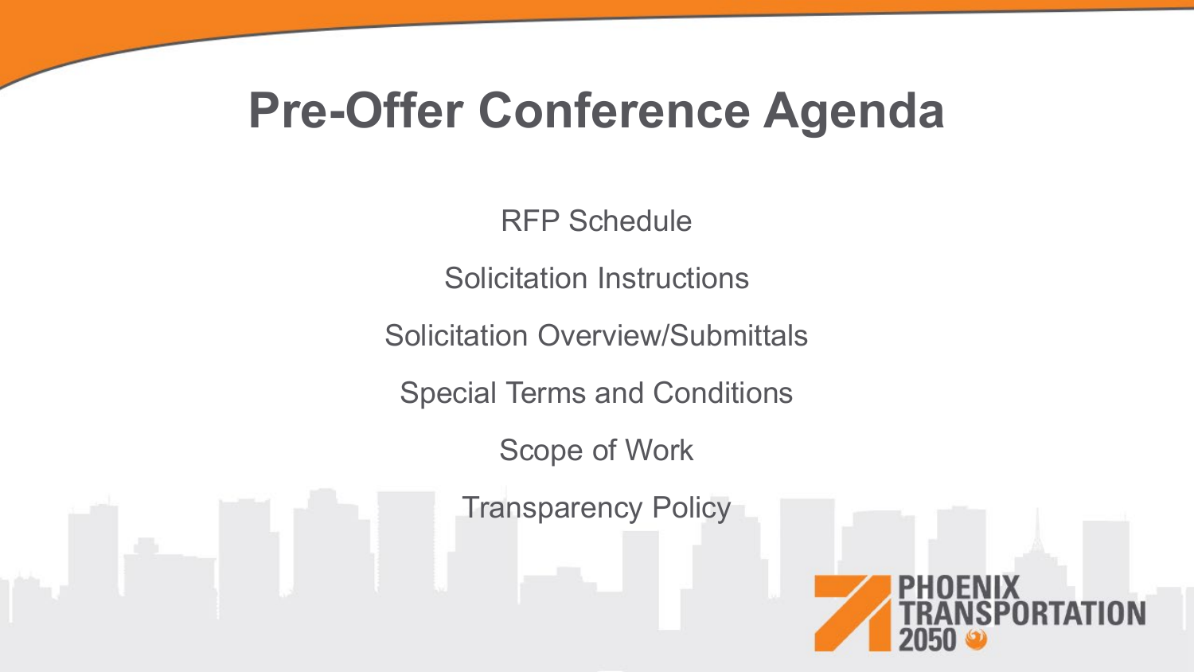# Pre-Offer Conference Agenda

RFP Schedule

Solicitation Instructions

Solicitation Overview/Submittals

Special Terms and Conditions

Scope of Work

Transparency Policy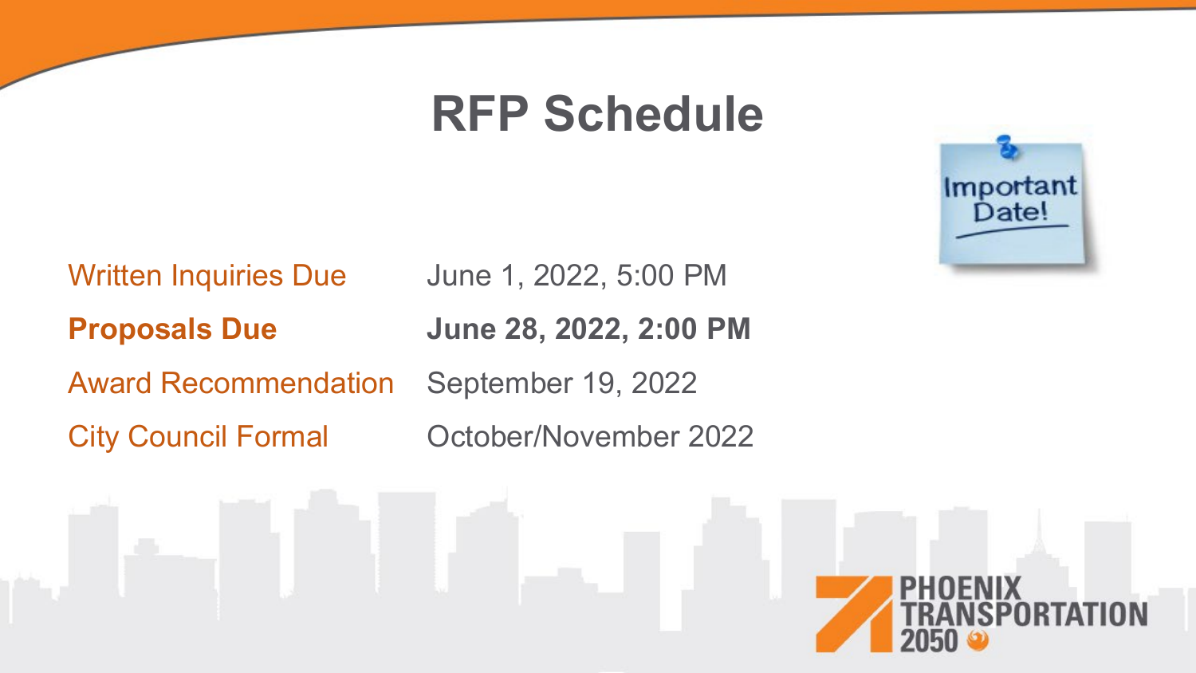# RFP Schedule

| | |
|---|---|
| Written Inquiries Due | June 1, 2022, 5:00 PM |
| **Proposals Due** | **June 28, 2022, 2:00 PM** |
| Award Recommendation | September 19, 2022 |
| City Council Formal | October/November 2022 |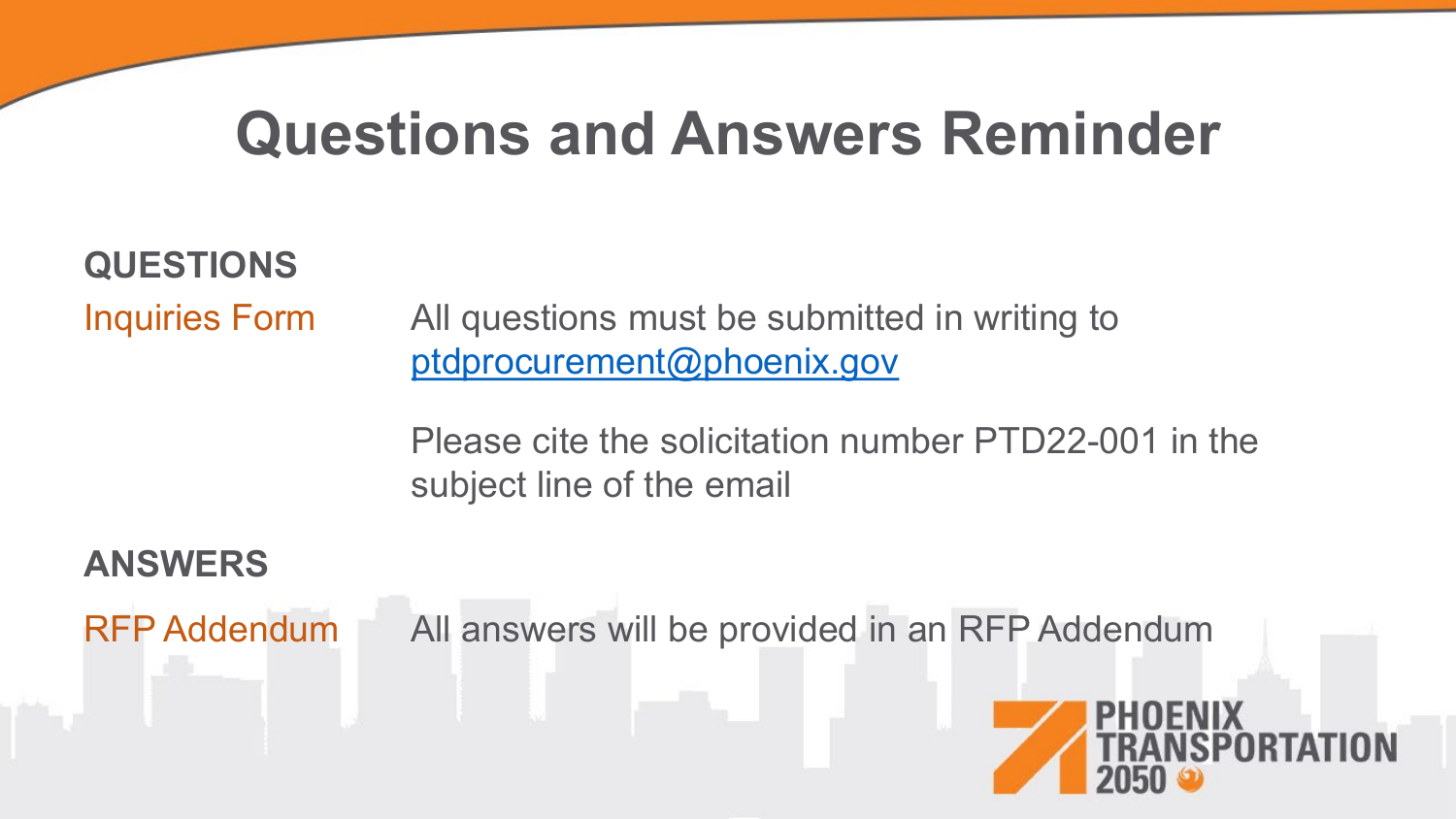# Questions and Answers Reminder

**QUESTIONS**

| | |
|---|---|
| Inquiries Form | All questions must be submitted in writing to ptdprocurement@phoenix.gov |
| | Please cite the solicitation number PTD22-001 in the subject line of the email |

**ANSWERS**

| | |
|---|---|
| RFP Addendum | All answers will be provided in an RFP Addendum |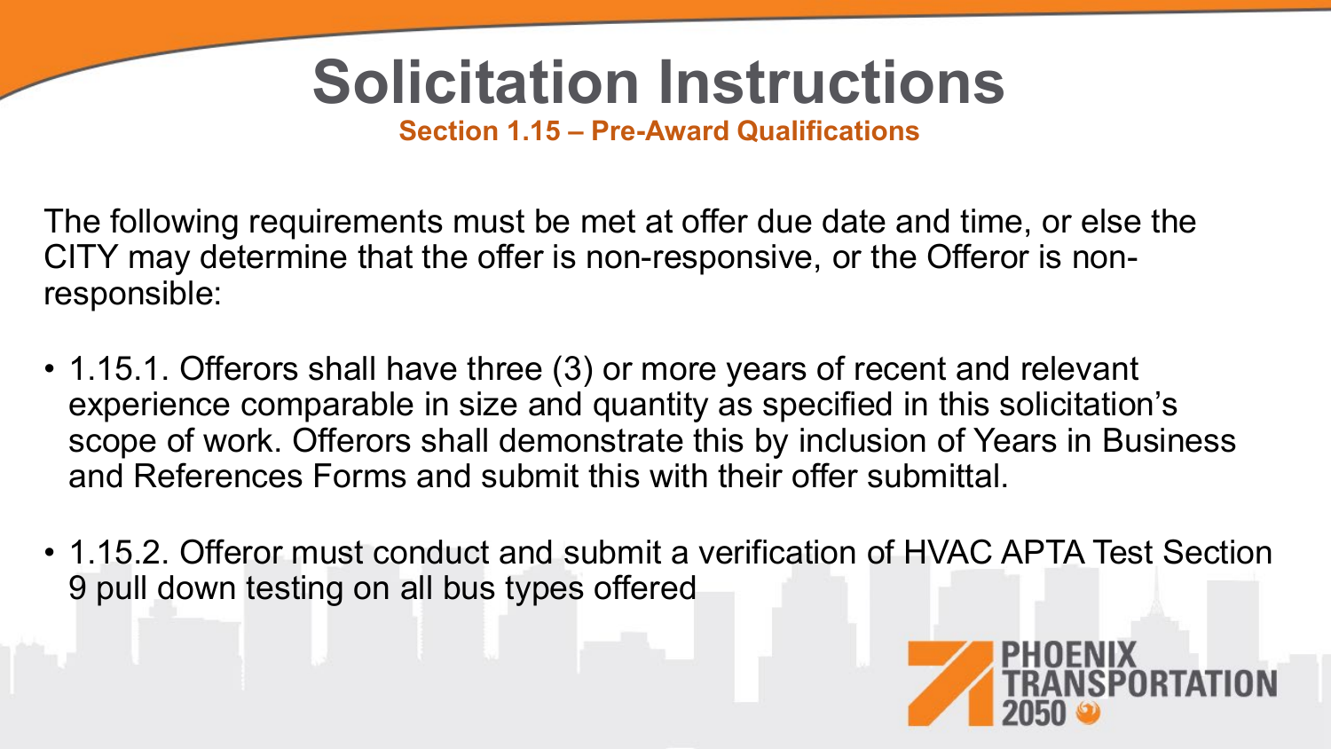# Solicitation Instructions

## Section 1.15 – Pre-Award Qualifications

The following requirements must be met at offer due date and time, or else the CITY may determine that the offer is non-responsive, or the Offeror is non-responsible:

- 1.15.1. Offerors shall have three (3) or more years of recent and relevant experience comparable in size and quantity as specified in this solicitation's scope of work. Offerors shall demonstrate this by inclusion of Years in Business and References Forms and submit this with their offer submittal.
- 1.15.2. Offeror must conduct and submit a verification of HVAC APTA Test Section 9 pull down testing on all bus types offered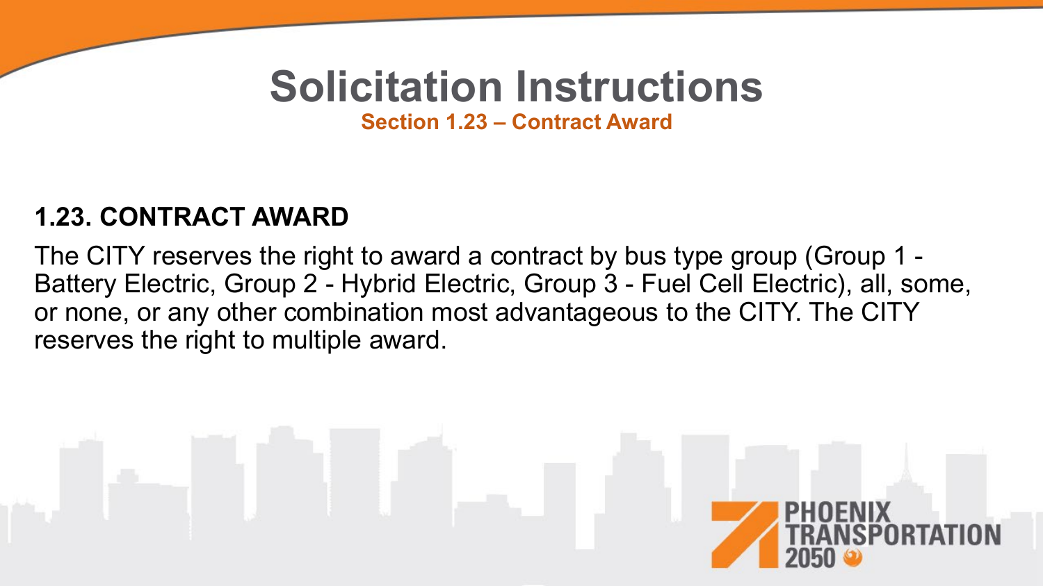# Solicitation Instructions

**Section 1.23 – Contract Award**

## 1.23. CONTRACT AWARD

The CITY reserves the right to award a contract by bus type group (Group 1 - Battery Electric, Group 2 - Hybrid Electric, Group 3 - Fuel Cell Electric), all, some, or none, or any other combination most advantageous to the CITY. The CITY reserves the right to multiple award.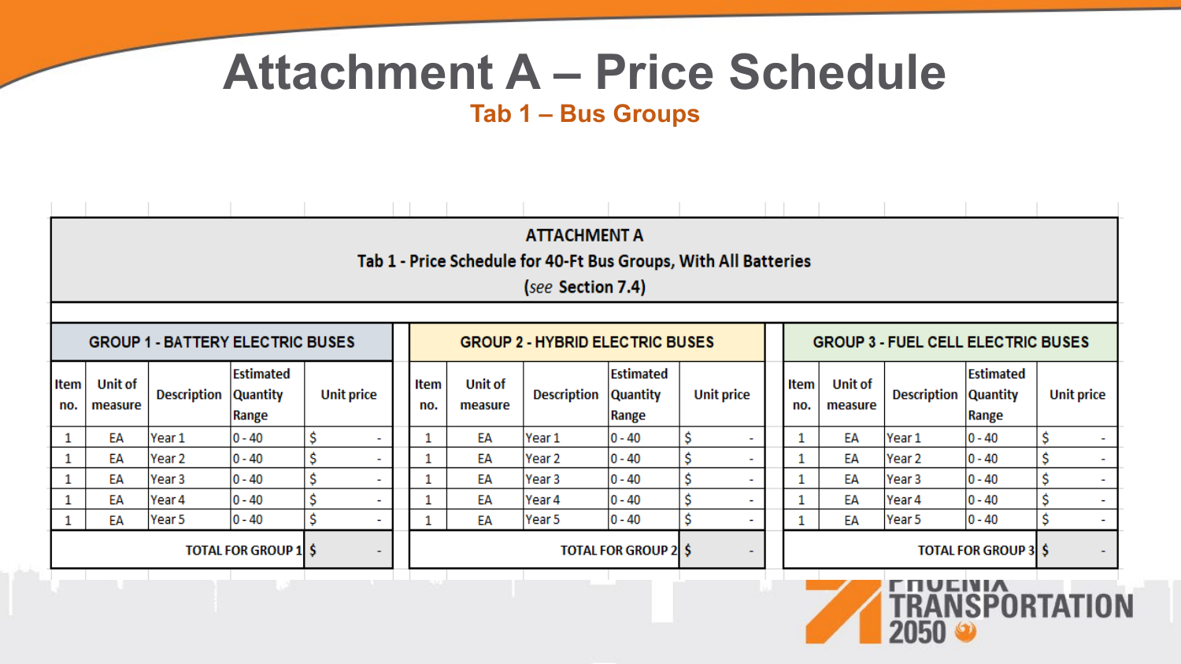# Attachment A – Price Schedule

## Tab 1 – Bus Groups

**ATTACHMENT A**
**Tab 1 - Price Schedule for 40-Ft Bus Groups, With All Batteries**
**(*see* Section 7.4)**

**GROUP 1 - BATTERY ELECTRIC BUSES**

| Item no. | Unit of measure | Description | Estimated Quantity Range | Unit price |
|---|---|---|---|---|
| 1 | EA | Year 1 | 0 - 40 | $ - |
| 1 | EA | Year 2 | 0 - 40 | $ - |
| 1 | EA | Year 3 | 0 - 40 | $ - |
| 1 | EA | Year 4 | 0 - 40 | $ - |
| 1 | EA | Year 5 | 0 - 40 | $ - |
| | | | TOTAL FOR GROUP 1 | $ - |

**GROUP 2 - HYBRID ELECTRIC BUSES**

| Item no. | Unit of measure | Description | Estimated Quantity Range | Unit price |
|---|---|---|---|---|
| 1 | EA | Year 1 | 0 - 40 | $ - |
| 1 | EA | Year 2 | 0 - 40 | $ - |
| 1 | EA | Year 3 | 0 - 40 | $ - |
| 1 | EA | Year 4 | 0 - 40 | $ - |
| 1 | EA | Year 5 | 0 - 40 | $ - |
| | | | TOTAL FOR GROUP 2 | $ - |

**GROUP 3 - FUEL CELL ELECTRIC BUSES**

| Item no. | Unit of measure | Description | Estimated Quantity Range | Unit price |
|---|---|---|---|---|
| 1 | EA | Year 1 | 0 - 40 | $ - |
| 1 | EA | Year 2 | 0 - 40 | $ - |
| 1 | EA | Year 3 | 0 - 40 | $ - |
| 1 | EA | Year 4 | 0 - 40 | $ - |
| 1 | EA | Year 5 | 0 - 40 | $ - |
| | | | TOTAL FOR GROUP 3 | $ - |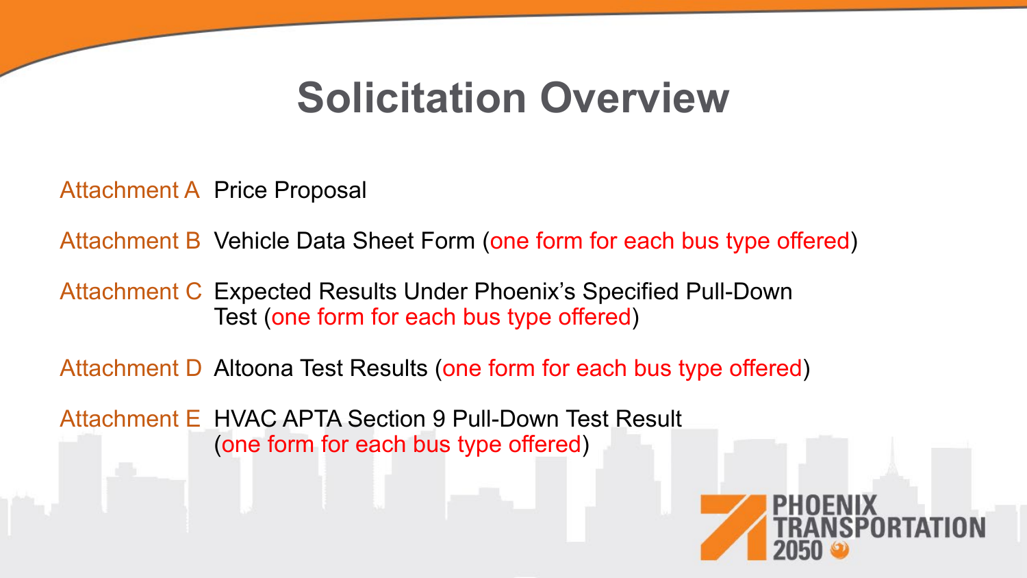# Solicitation Overview

Attachment A Price Proposal

Attachment B Vehicle Data Sheet Form (one form for each bus type offered)

Attachment C Expected Results Under Phoenix's Specified Pull-Down Test (one form for each bus type offered)

Attachment D Altoona Test Results (one form for each bus type offered)

Attachment E HVAC APTA Section 9 Pull-Down Test Result (one form for each bus type offered)

PHOENIX TRANSPORTATION 2050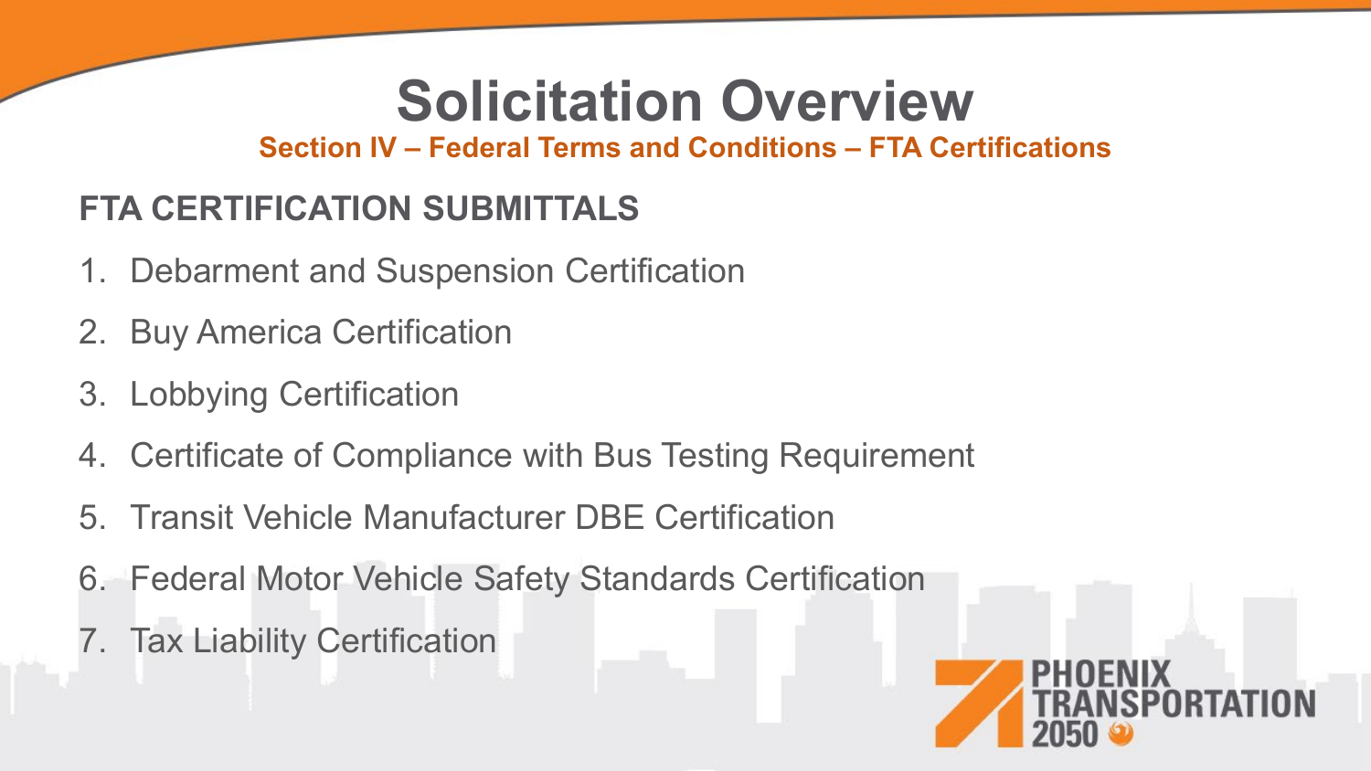# Solicitation Overview

**Section IV – Federal Terms and Conditions – FTA Certifications**

## FTA CERTIFICATION SUBMITTALS

1. Debarment and Suspension Certification
2. Buy America Certification
3. Lobbying Certification
4. Certificate of Compliance with Bus Testing Requirement
5. Transit Vehicle Manufacturer DBE Certification
6. Federal Motor Vehicle Safety Standards Certification
7. Tax Liability Certification

PHOENIX TRANSPORTATION 2050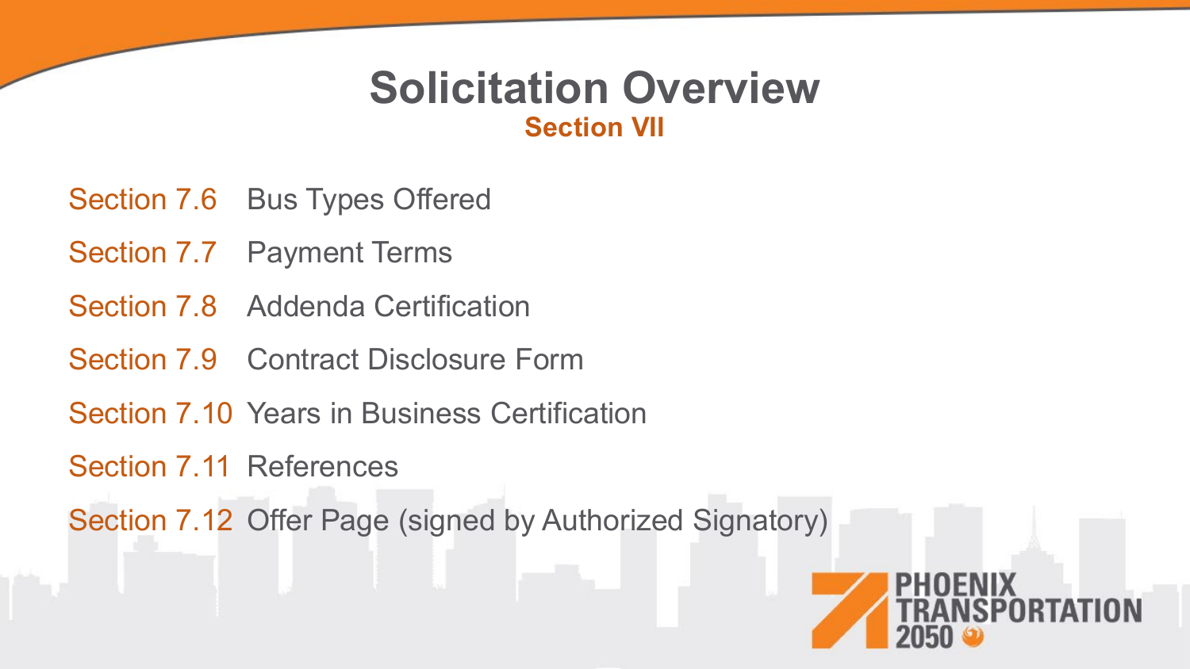# Solicitation Overview

## Section VII

- Section 7.6 Bus Types Offered
- Section 7.7 Payment Terms
- Section 7.8 Addenda Certification
- Section 7.9 Contract Disclosure Form
- Section 7.10 Years in Business Certification
- Section 7.11 References
- Section 7.12 Offer Page (signed by Authorized Signatory)

PHOENIX TRANSPORTATION 2050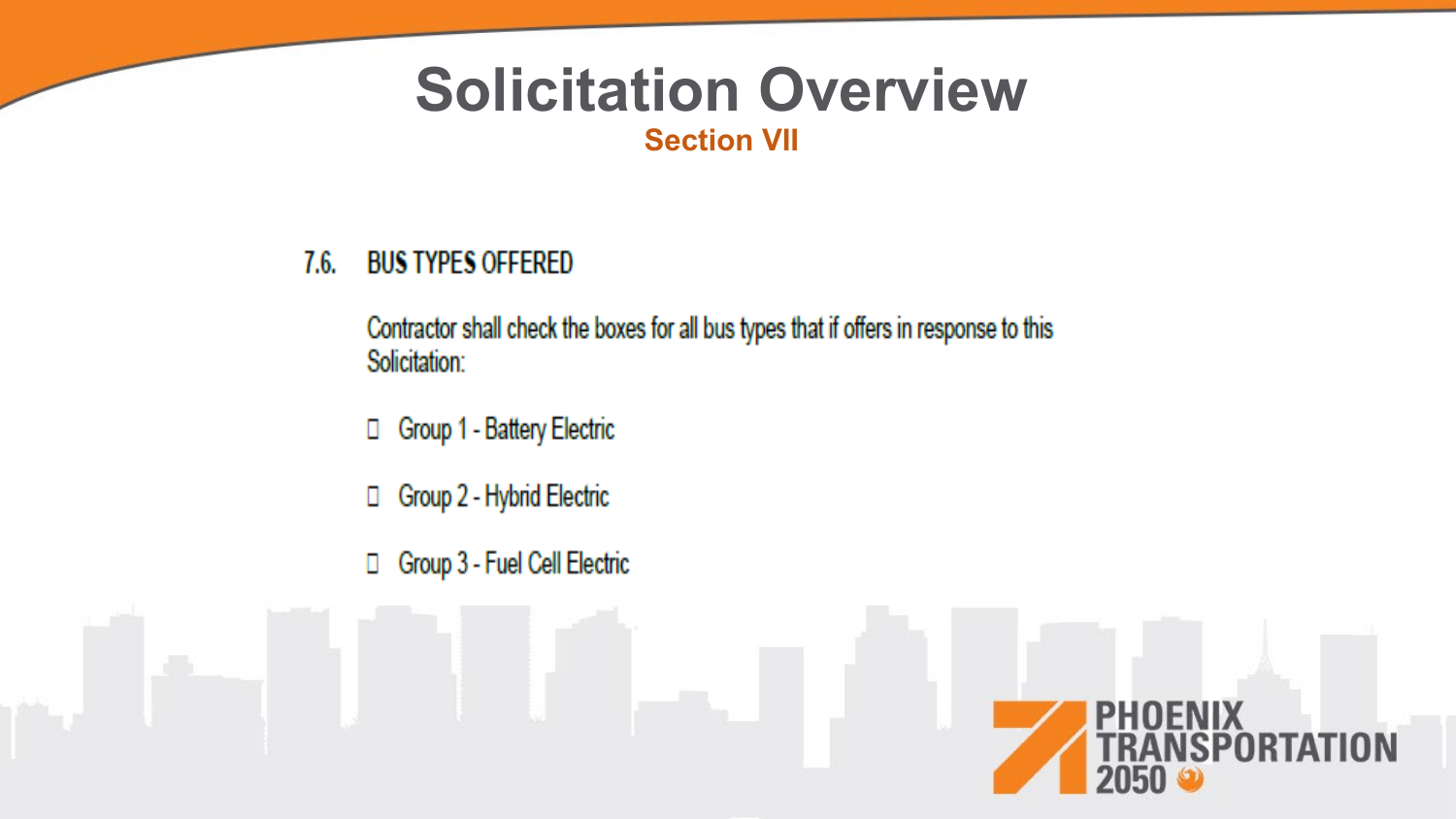# Solicitation Overview

## Section VII

### 7.6. BUS TYPES OFFERED

Contractor shall check the boxes for all bus types that if offers in response to this Solicitation:

- ☐ Group 1 - Battery Electric
- ☐ Group 2 - Hybrid Electric
- ☐ Group 3 - Fuel Cell Electric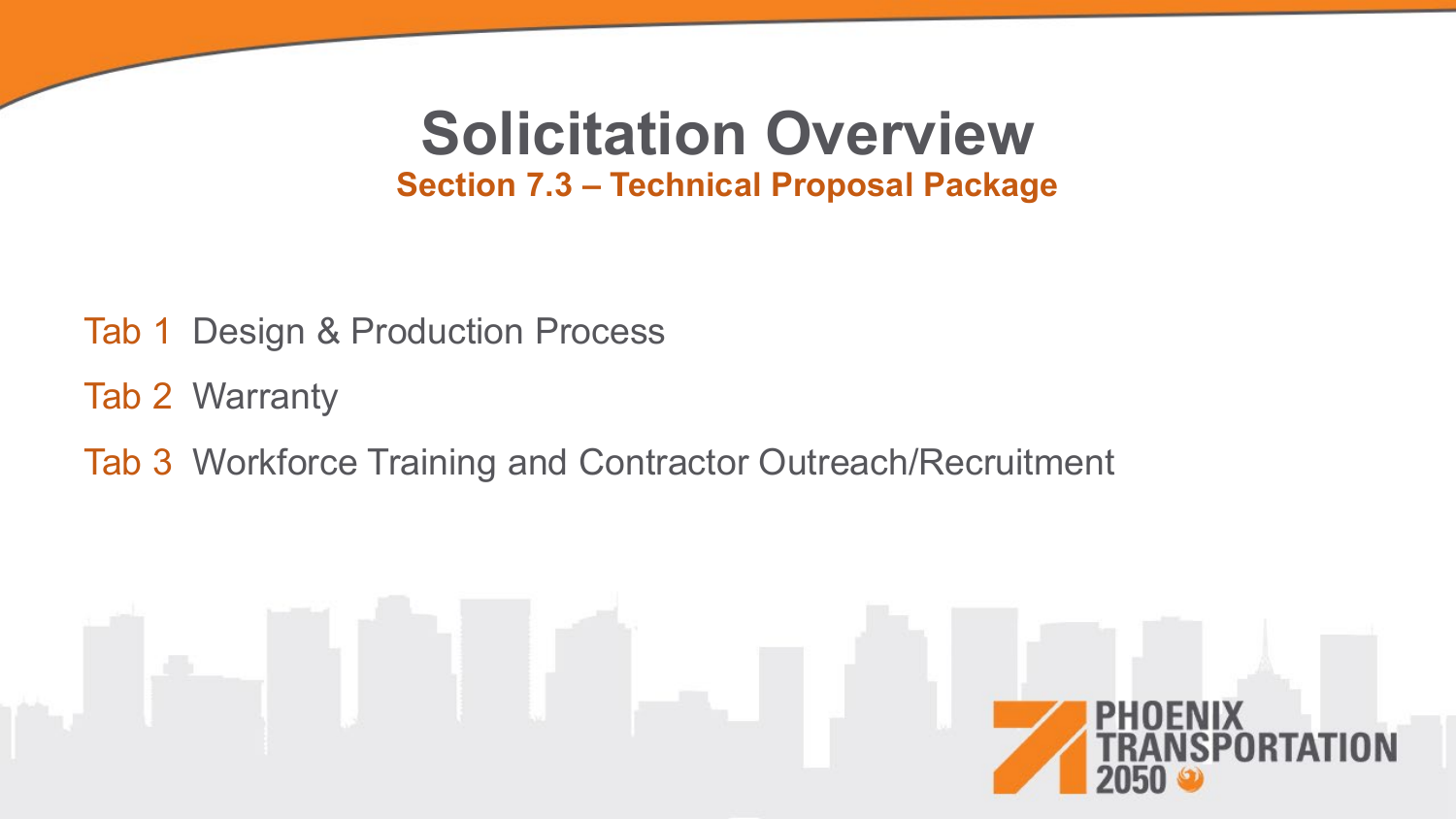# Solicitation Overview

## Section 7.3 – Technical Proposal Package

- Tab 1 Design & Production Process
- Tab 2 Warranty
- Tab 3 Workforce Training and Contractor Outreach/Recruitment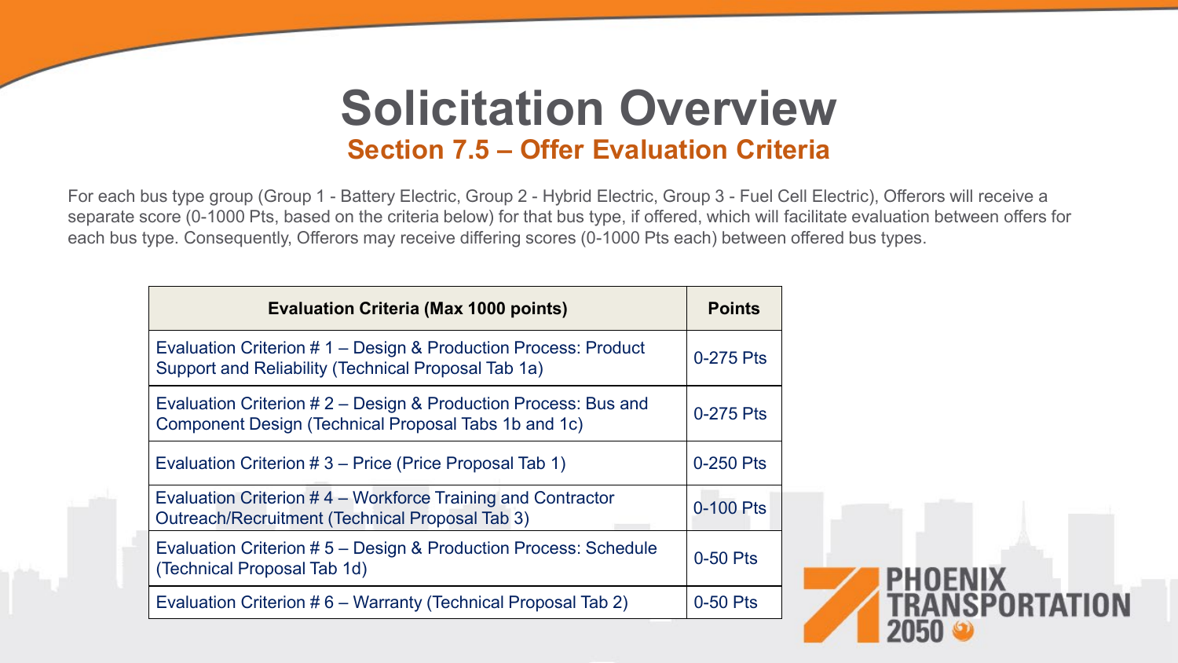# Solicitation Overview

## Section 7.5 – Offer Evaluation Criteria

For each bus type group (Group 1 - Battery Electric, Group 2 - Hybrid Electric, Group 3 - Fuel Cell Electric), Offerors will receive a separate score (0-1000 Pts, based on the criteria below) for that bus type, if offered, which will facilitate evaluation between offers for each bus type. Consequently, Offerors may receive differing scores (0-1000 Pts each) between offered bus types.

| Evaluation Criteria (Max 1000 points) | Points |
|---|---|
| Evaluation Criterion # 1 – Design & Production Process: Product Support and Reliability (Technical Proposal Tab 1a) | 0-275 Pts |
| Evaluation Criterion # 2 – Design & Production Process: Bus and Component Design (Technical Proposal Tabs 1b and 1c) | 0-275 Pts |
| Evaluation Criterion # 3 – Price (Price Proposal Tab 1) | 0-250 Pts |
| Evaluation Criterion # 4 – Workforce Training and Contractor Outreach/Recruitment (Technical Proposal Tab 3) | 0-100 Pts |
| Evaluation Criterion # 5 – Design & Production Process: Schedule (Technical Proposal Tab 1d) | 0-50 Pts |
| Evaluation Criterion # 6 – Warranty (Technical Proposal Tab 2) | 0-50 Pts |

PHOENIX TRANSPORTATION 2050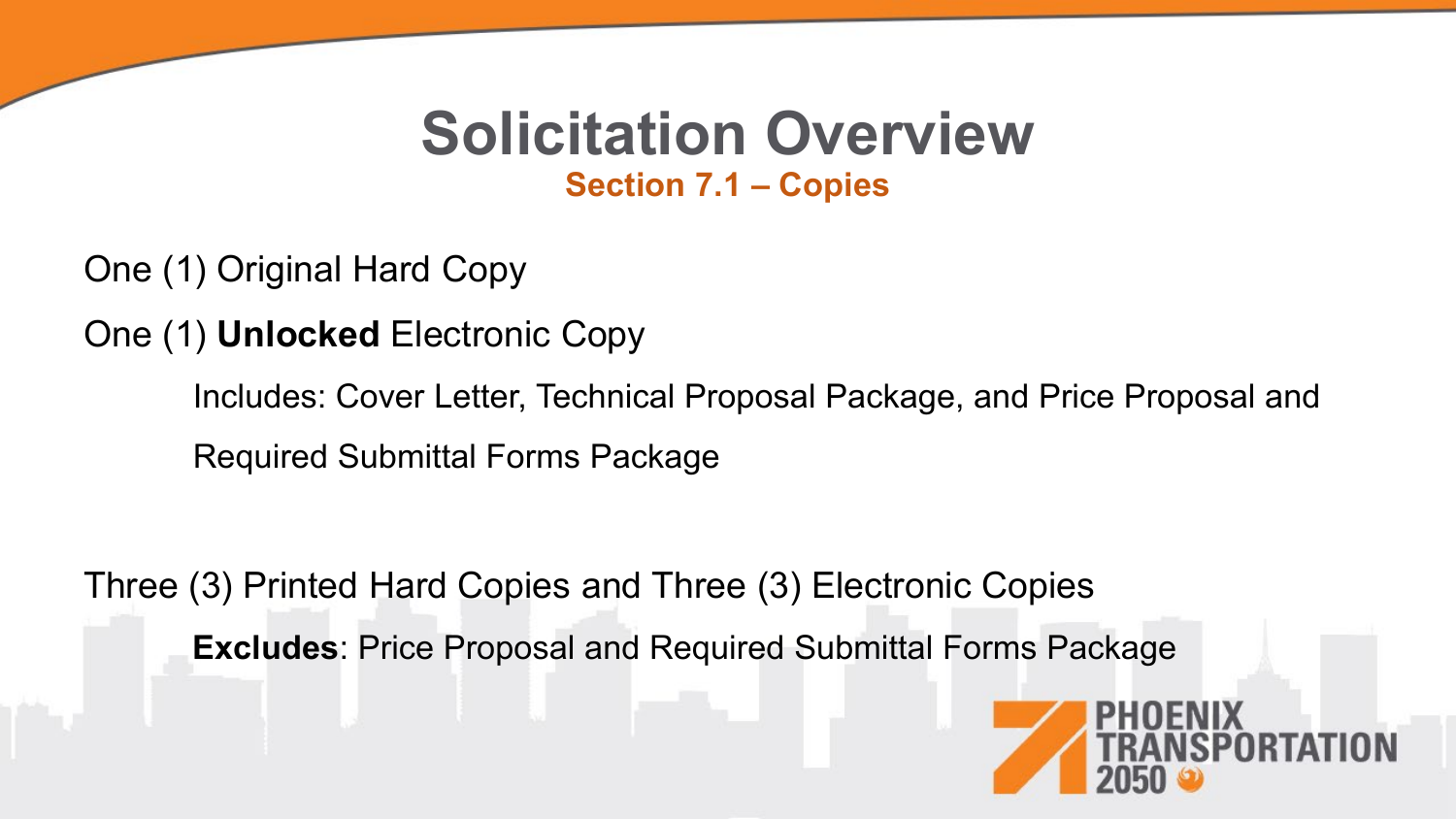# Solicitation Overview

## Section 7.1 – Copies

One (1) Original Hard Copy

One (1) **Unlocked** Electronic Copy

Includes: Cover Letter, Technical Proposal Package, and Price Proposal and Required Submittal Forms Package

Three (3) Printed Hard Copies and Three (3) Electronic Copies

**Excludes**: Price Proposal and Required Submittal Forms Package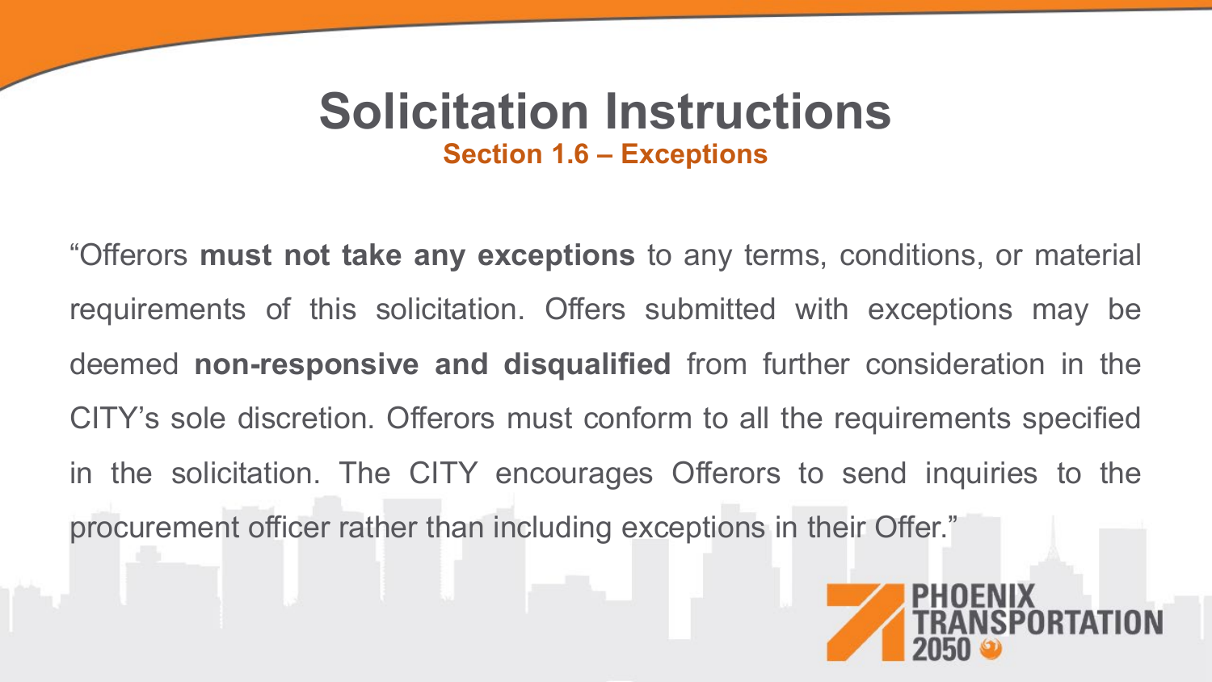# Solicitation Instructions

## Section 1.6 – Exceptions

"Offerors **must not take any exceptions** to any terms, conditions, or material requirements of this solicitation. Offers submitted with exceptions may be deemed **non-responsive and disqualified** from further consideration in the CITY's sole discretion. Offerors must conform to all the requirements specified in the solicitation. The CITY encourages Offerors to send inquiries to the procurement officer rather than including exceptions in their Offer."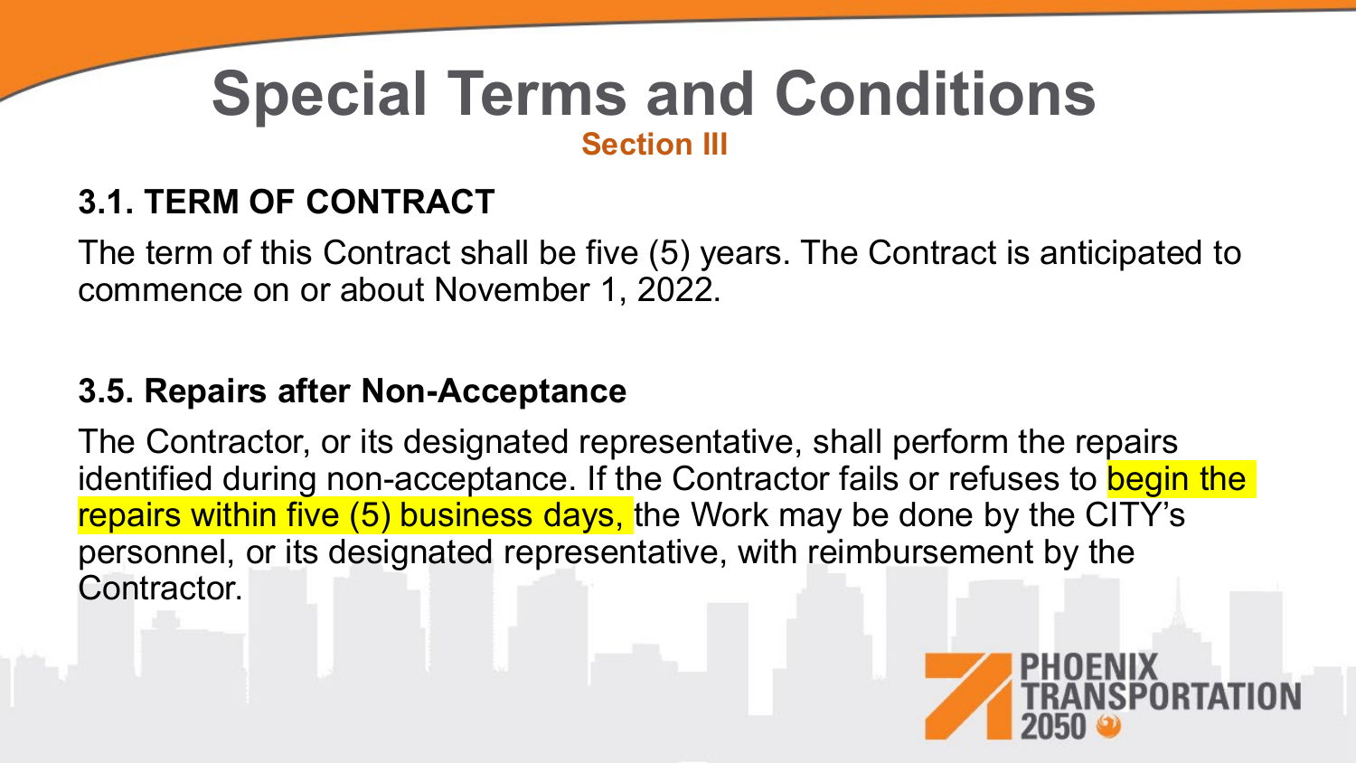# Special Terms and Conditions

**Section III**

### 3.1. TERM OF CONTRACT

The term of this Contract shall be five (5) years. The Contract is anticipated to commence on or about November 1, 2022.

### 3.5. Repairs after Non-Acceptance

The Contractor, or its designated representative, shall perform the repairs identified during non-acceptance. If the Contractor fails or refuses to begin the repairs within five (5) business days, the Work may be done by the CITY's personnel, or its designated representative, with reimbursement by the Contractor.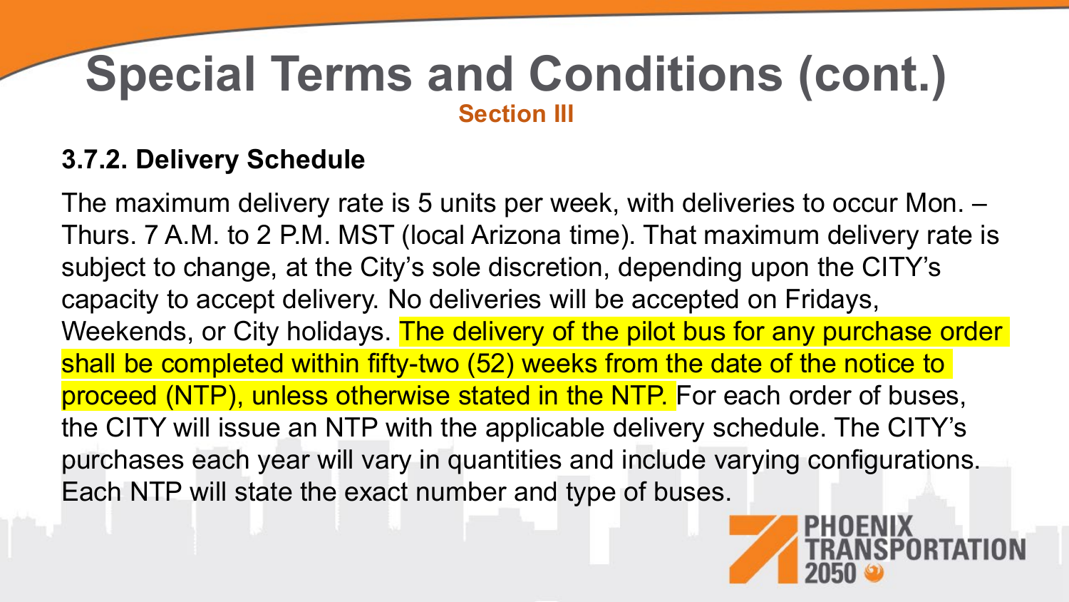# Special Terms and Conditions (cont.)

## Section III

### 3.7.2. Delivery Schedule

The maximum delivery rate is 5 units per week, with deliveries to occur Mon. – Thurs. 7 A.M. to 2 P.M. MST (local Arizona time). That maximum delivery rate is subject to change, at the City's sole discretion, depending upon the CITY's capacity to accept delivery. No deliveries will be accepted on Fridays, Weekends, or City holidays. The delivery of the pilot bus for any purchase order shall be completed within fifty-two (52) weeks from the date of the notice to proceed (NTP), unless otherwise stated in the NTP. For each order of buses, the CITY will issue an NTP with the applicable delivery schedule. The CITY's purchases each year will vary in quantities and include varying configurations. Each NTP will state the exact number and type of buses.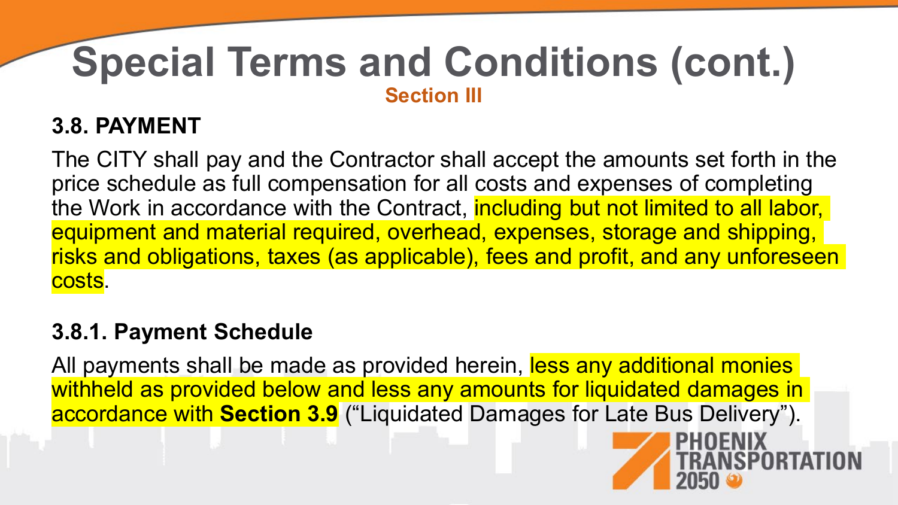# Special Terms and Conditions (cont.)

**Section III**

### 3.8. PAYMENT

The CITY shall pay and the Contractor shall accept the amounts set forth in the price schedule as full compensation for all costs and expenses of completing the Work in accordance with the Contract, including but not limited to all labor, equipment and material required, overhead, expenses, storage and shipping, risks and obligations, taxes (as applicable), fees and profit, and any unforeseen costs.

### 3.8.1. Payment Schedule

All payments shall be made as provided herein, less any additional monies withheld as provided below and less any amounts for liquidated damages in accordance with **Section 3.9** ("Liquidated Damages for Late Bus Delivery").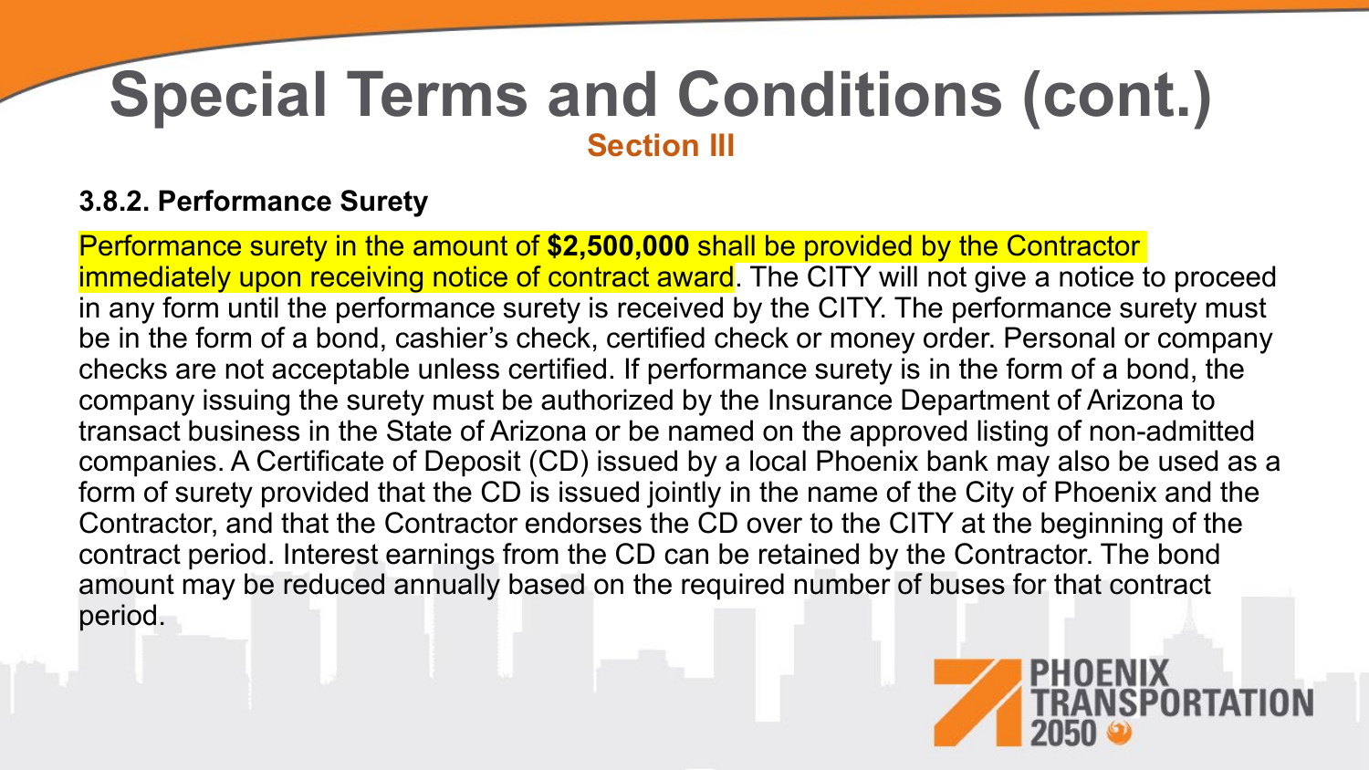# Special Terms and Conditions (cont.)

## Section III

### 3.8.2. Performance Surety

Performance surety in the amount of **$2,500,000** shall be provided by the Contractor immediately upon receiving notice of contract award. The CITY will not give a notice to proceed in any form until the performance surety is received by the CITY. The performance surety must be in the form of a bond, cashier's check, certified check or money order. Personal or company checks are not acceptable unless certified. If performance surety is in the form of a bond, the company issuing the surety must be authorized by the Insurance Department of Arizona to transact business in the State of Arizona or be named on the approved listing of non-admitted companies. A Certificate of Deposit (CD) issued by a local Phoenix bank may also be used as a form of surety provided that the CD is issued jointly in the name of the City of Phoenix and the Contractor, and that the Contractor endorses the CD over to the CITY at the beginning of the contract period. Interest earnings from the CD can be retained by the Contractor. The bond amount may be reduced annually based on the required number of buses for that contract period.

PHOENIX TRANSPORTATION 2050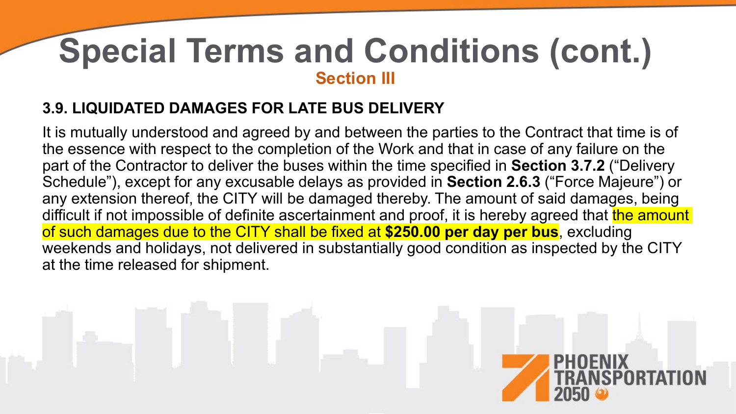# Special Terms and Conditions (cont.)

## Section III

### 3.9. LIQUIDATED DAMAGES FOR LATE BUS DELIVERY

It is mutually understood and agreed by and between the parties to the Contract that time is of the essence with respect to the completion of the Work and that in case of any failure on the part of the Contractor to deliver the buses within the time specified in **Section 3.7.2** ("Delivery Schedule"), except for any excusable delays as provided in **Section 2.6.3** ("Force Majeure") or any extension thereof, the CITY will be damaged thereby. The amount of said damages, being difficult if not impossible of definite ascertainment and proof, it is hereby agreed that the amount of such damages due to the CITY shall be fixed at **$250.00 per day per bus**, excluding weekends and holidays, not delivered in substantially good condition as inspected by the CITY at the time released for shipment.

PHOENIX TRANSPORTATION 2050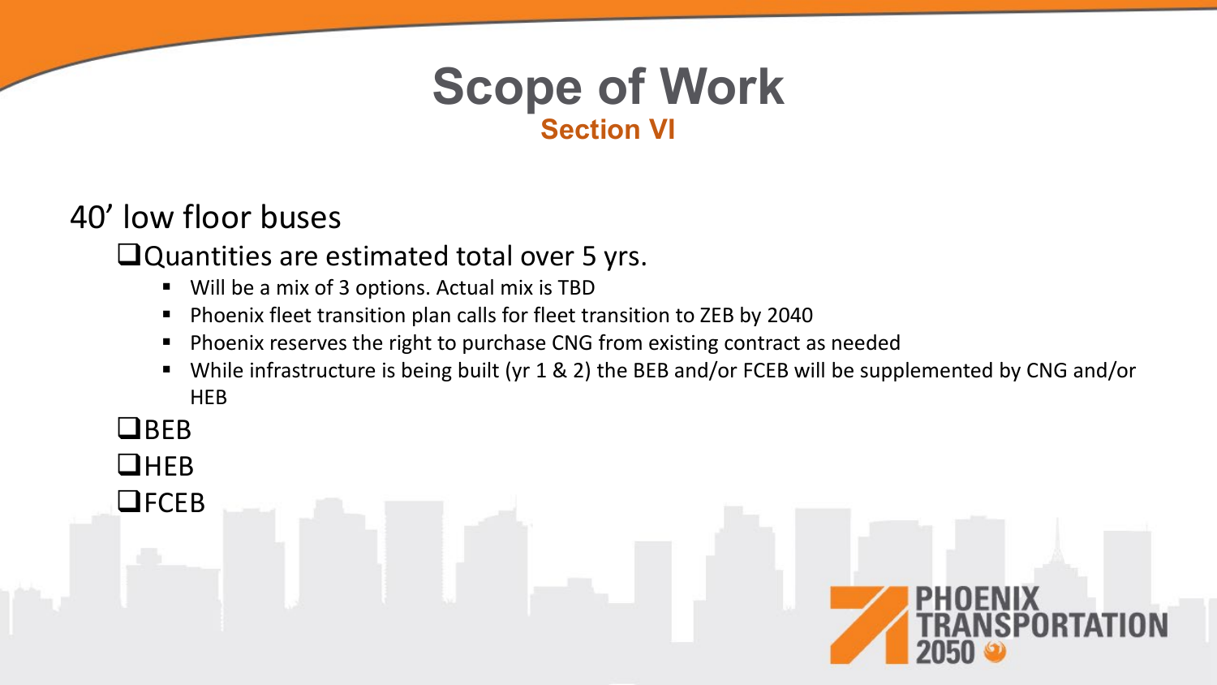# Scope of Work

## Section VI

40' low floor buses

- Quantities are estimated total over 5 yrs.
  - Will be a mix of 3 options. Actual mix is TBD
  - Phoenix fleet transition plan calls for fleet transition to ZEB by 2040
  - Phoenix reserves the right to purchase CNG from existing contract as needed
  - While infrastructure is being built (yr 1 & 2) the BEB and/or FCEB will be supplemented by CNG and/or HEB
- BEB
- HEB
- FCEB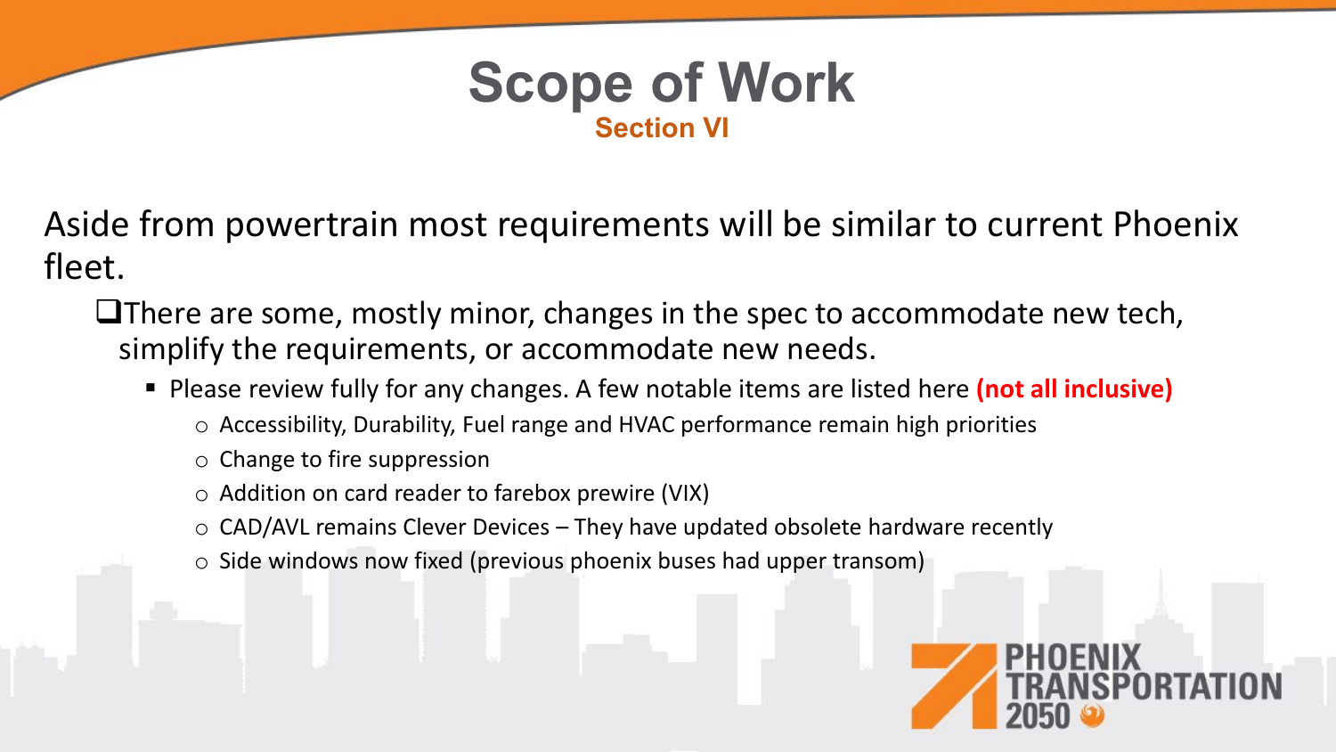# Scope of Work

## Section VI

Aside from powertrain most requirements will be similar to current Phoenix fleet.

- There are some, mostly minor, changes in the spec to accommodate new tech, simplify the requirements, or accommodate new needs.
  - Please review fully for any changes. A few notable items are listed here **(not all inclusive)**
    - Accessibility, Durability, Fuel range and HVAC performance remain high priorities
    - Change to fire suppression
    - Addition on card reader to farebox prewire (VIX)
    - CAD/AVL remains Clever Devices – They have updated obsolete hardware recently
    - Side windows now fixed (previous phoenix buses had upper transom)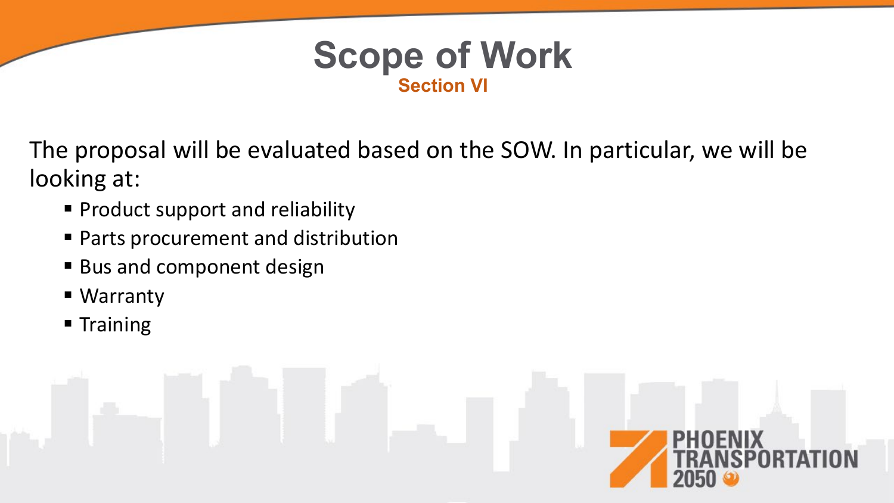# Scope of Work

**Section VI**

The proposal will be evaluated based on the SOW. In particular, we will be looking at:

- Product support and reliability
- Parts procurement and distribution
- Bus and component design
- Warranty
- Training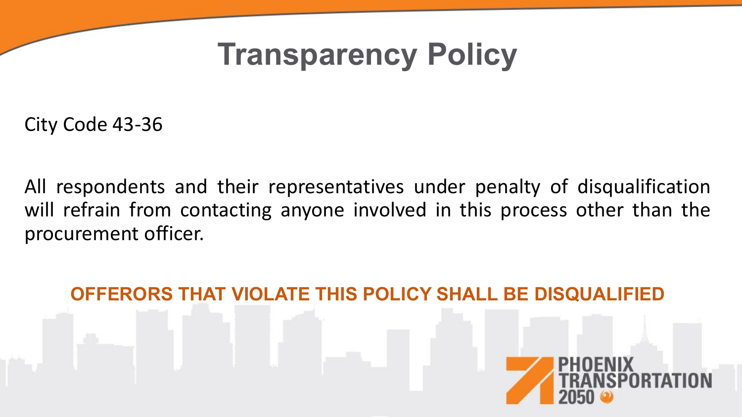# Transparency Policy

City Code 43-36

All respondents and their representatives under penalty of disqualification will refrain from contacting anyone involved in this process other than the procurement officer.

**OFFERORS THAT VIOLATE THIS POLICY SHALL BE DISQUALIFIED**

PHOENIX TRANSPORTATION 2050